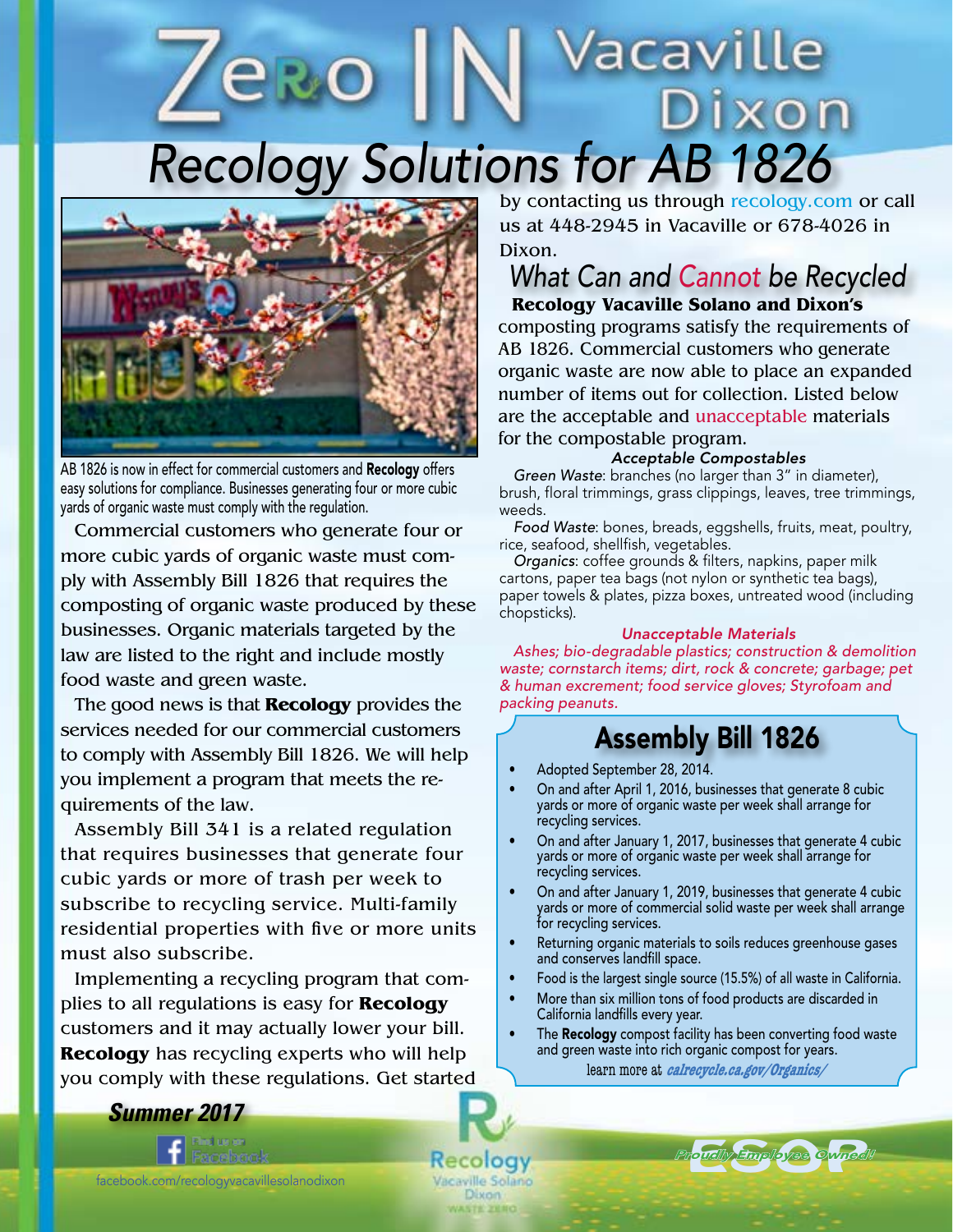# Zero IN Vacaville Dixon

## Recology Solutions for AB 1826

AB 1826 is now in effect for commercial customers and **Recology** offers easy solutions for compliance. Businesses generating four or more cubic yards of organic waste must comply with the regulation.

Commercial customers who generate four or more cubic yards of organic waste must comply with Assembly Bill 1826 that requires the composting of organic waste produced by these businesses. Organic materials targeted by the law are listed to the right and include mostly food waste and green waste.

The good news is that **Recology** provides the services needed for our commercial customers to comply with Assembly Bill 1826. We will help you implement a program that meets the requirements of the law.

Assembly Bill 341 is a related regulation that requires businesses that generate four cubic yards or more of trash per week to subscribe to recycling service. Multi-family residential properties with five or more units must also subscribe.

Implementing a recycling program that complies to all regulations is easy for **Recology** customers and it may actually lower your bill. **Recology** has recycling experts who will help you comply with these regulations. Get started by contacting us through recology.com or call us at 448-2945 in Vacaville or 678-4026 in Dixon.

## What Can and Cannot be Recycled

**Recology Vacaville Solano and Dixon's** composting programs satisfy the requirements of AB 1826. Commercial customers who generate organic waste are now able to place an expanded number of items out for collection. Listed below are the acceptable and unacceptable materials for the compostable program.

### *Acceptable Compostables*

*Green Waste*: branches (no larger than 3" in diameter), brush, floral trimmings, grass clippings, leaves, tree trimmings, weeds.

*Food Waste*: bones, breads, eggshells, fruits, meat, poultry, rice, seafood, shellfish, vegetables.

*Organics*: coffee grounds & filters, napkins, paper milk cartons, paper tea bags (not nylon or synthetic tea bags), paper towels & plates, pizza boxes, untreated wood (including chopsticks).

### *Unacceptable Materials*

*Ashes; bio-degradable plastics; construction & demolition waste; cornstarch items; dirt, rock & concrete; garbage; pet & human excrement; food service gloves; Styrofoam and packing peanuts.*

## Assembly Bill 1826

- Adopted September 28, 2014.
- On and after April 1, 2016, businesses that generate 8 cubic yards or more of organic waste per week shall arrange for recycling services.
- On and after January 1, 2017, businesses that generate 4 cubic yards or more of organic waste per week shall arrange for recycling services.
- On and after January 1, 2019, businesses that generate 4 cubic yards or more of commercial solid waste per week shall arrange for recycling services.
- Returning organic materials to soils reduces greenhouse gases and conserves landfill space.
- Food is the largest single source (15.5%) of all waste in California.
- More than six million tons of food products are discarded in California landfills every year.
- The **Recology** compost facility has been converting food waste and green waste into rich organic compost for years.

learn more at *calrecycle.ca.gov/Organics/*

***Summer 2017***

Find us on Facebook

facebook.com/recologyvacavillesolanodixon

Recology Vacaville Solano Dixon WASTE ZERO

ESOP *Proudly Employee Owned!*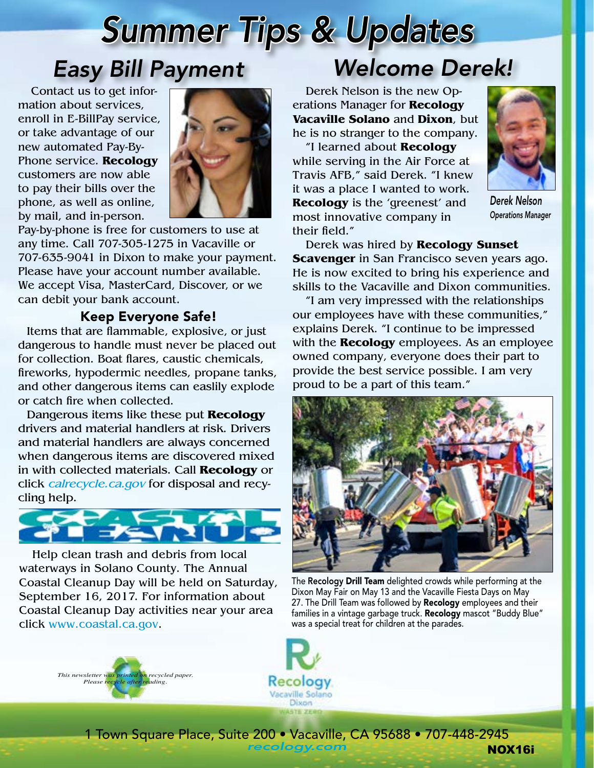# Summer Tips & Updates

## Easy Bill Payment

Contact us to get information about services, enroll in E-BillPay service, or take advantage of our new automated Pay-By-Phone service. **Recology** customers are now able to pay their bills over the phone, as well as online, by mail, and in-person. Pay-by-phone is free for customers to use at any time. Call 707-305-1275 in Vacaville or 707-635-9041 in Dixon to make your payment. Please have your account number available. We accept Visa, MasterCard, Discover, or we can debit your bank account.

### Keep Everyone Safe!

Items that are flammable, explosive, or just dangerous to handle must never be placed out for collection. Boat flares, caustic chemicals, fireworks, hypodermic needles, propane tanks, and other dangerous items can easlily explode or catch fire when collected.

Dangerous items like these put **Recology** drivers and material handlers at risk. Drivers and material handlers are always concerned when dangerous items are discovered mixed in with collected materials. Call **Recology** or click *calrecycle.ca.gov* for disposal and recycling help.

### COASTAL CLEANUP

Help clean trash and debris from local waterways in Solano County. The Annual Coastal Cleanup Day will be held on Saturday, September 16, 2017. For information about Coastal Cleanup Day activities near your area click www.coastal.ca.gov.

## Welcome Derek!

Derek Nelson is the new Operations Manager for **Recology Vacaville Solano** and **Dixon**, but he is no stranger to the company.

"I learned about **Recology** while serving in the Air Force at Travis AFB," said Derek. "I knew it was a place I wanted to work. **Recology** is the 'greenest' and most innovative company in their field."

*Derek Nelson*
*Operations Manager*

Derek was hired by **Recology Sunset Scavenger** in San Francisco seven years ago. He is now excited to bring his experience and skills to the Vacaville and Dixon communities.

"I am very impressed with the relationships our employees have with these communities," explains Derek. "I continue to be impressed with the **Recology** employees. As an employee owned company, everyone does their part to provide the best service possible. I am very proud to be a part of this team."

The **Recology Drill Team** delighted crowds while performing at the Dixon May Fair on May 13 and the Vacaville Fiesta Days on May 27. The Drill Team was followed by **Recology** employees and their families in a vintage garbage truck. **Recology** mascot "Buddy Blue" was a special treat for children at the parades.

*This newsletter was printed on recycled paper. Please recycle after reading.*

Recology
Vacaville Solano
Dixon
WASTE ZERO

1 Town Square Place, Suite 200 • Vacaville, CA 95688 • 707-448-2945
*recology.com*

NOX16i